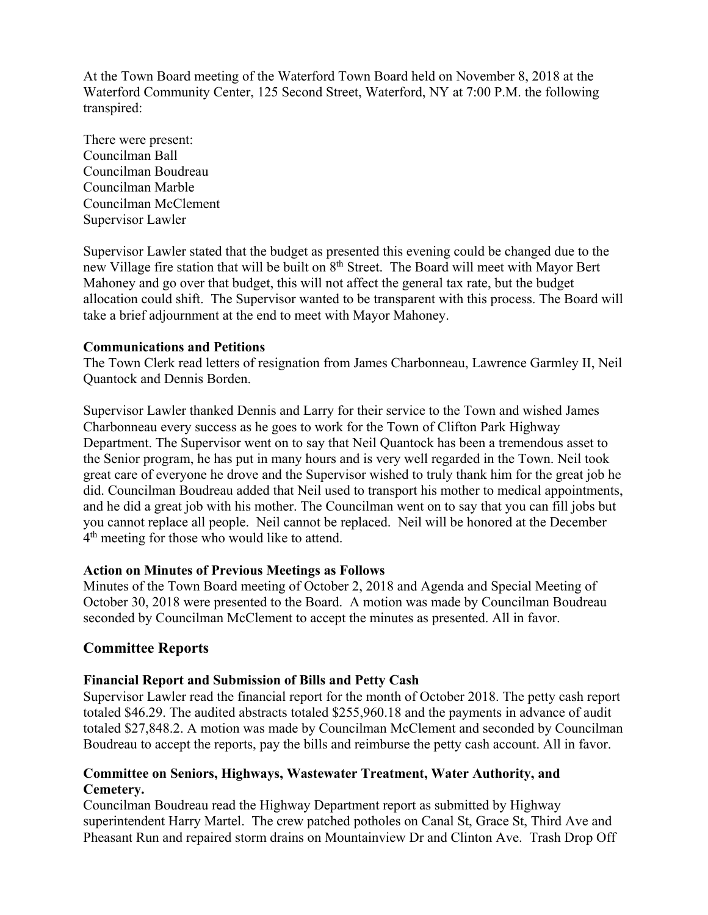At the Town Board meeting of the Waterford Town Board held on November 8, 2018 at the Waterford Community Center, 125 Second Street, Waterford, NY at 7:00 P.M. the following transpired:

There were present:
Councilman Ball
Councilman Boudreau
Councilman Marble
Councilman McClement
Supervisor Lawler

Supervisor Lawler stated that the budget as presented this evening could be changed due to the new Village fire station that will be built on 8th Street. The Board will meet with Mayor Bert Mahoney and go over that budget, this will not affect the general tax rate, but the budget allocation could shift. The Supervisor wanted to be transparent with this process. The Board will take a brief adjournment at the end to meet with Mayor Mahoney.

**Communications and Petitions**
The Town Clerk read letters of resignation from James Charbonneau, Lawrence Garmley II, Neil Quantock and Dennis Borden.

Supervisor Lawler thanked Dennis and Larry for their service to the Town and wished James Charbonneau every success as he goes to work for the Town of Clifton Park Highway Department. The Supervisor went on to say that Neil Quantock has been a tremendous asset to the Senior program, he has put in many hours and is very well regarded in the Town. Neil took great care of everyone he drove and the Supervisor wished to truly thank him for the great job he did. Councilman Boudreau added that Neil used to transport his mother to medical appointments, and he did a great job with his mother. The Councilman went on to say that you can fill jobs but you cannot replace all people. Neil cannot be replaced. Neil will be honored at the December 4th meeting for those who would like to attend.

**Action on Minutes of Previous Meetings as Follows**
Minutes of the Town Board meeting of October 2, 2018 and Agenda and Special Meeting of October 30, 2018 were presented to the Board. A motion was made by Councilman Boudreau seconded by Councilman McClement to accept the minutes as presented. All in favor.

## Committee Reports

**Financial Report and Submission of Bills and Petty Cash**
Supervisor Lawler read the financial report for the month of October 2018. The petty cash report totaled $46.29. The audited abstracts totaled $255,960.18 and the payments in advance of audit totaled $27,848.2. A motion was made by Councilman McClement and seconded by Councilman Boudreau to accept the reports, pay the bills and reimburse the petty cash account. All in favor.

**Committee on Seniors, Highways, Wastewater Treatment, Water Authority, and Cemetery.**
Councilman Boudreau read the Highway Department report as submitted by Highway superintendent Harry Martel. The crew patched potholes on Canal St, Grace St, Third Ave and Pheasant Run and repaired storm drains on Mountainview Dr and Clinton Ave. Trash Drop Off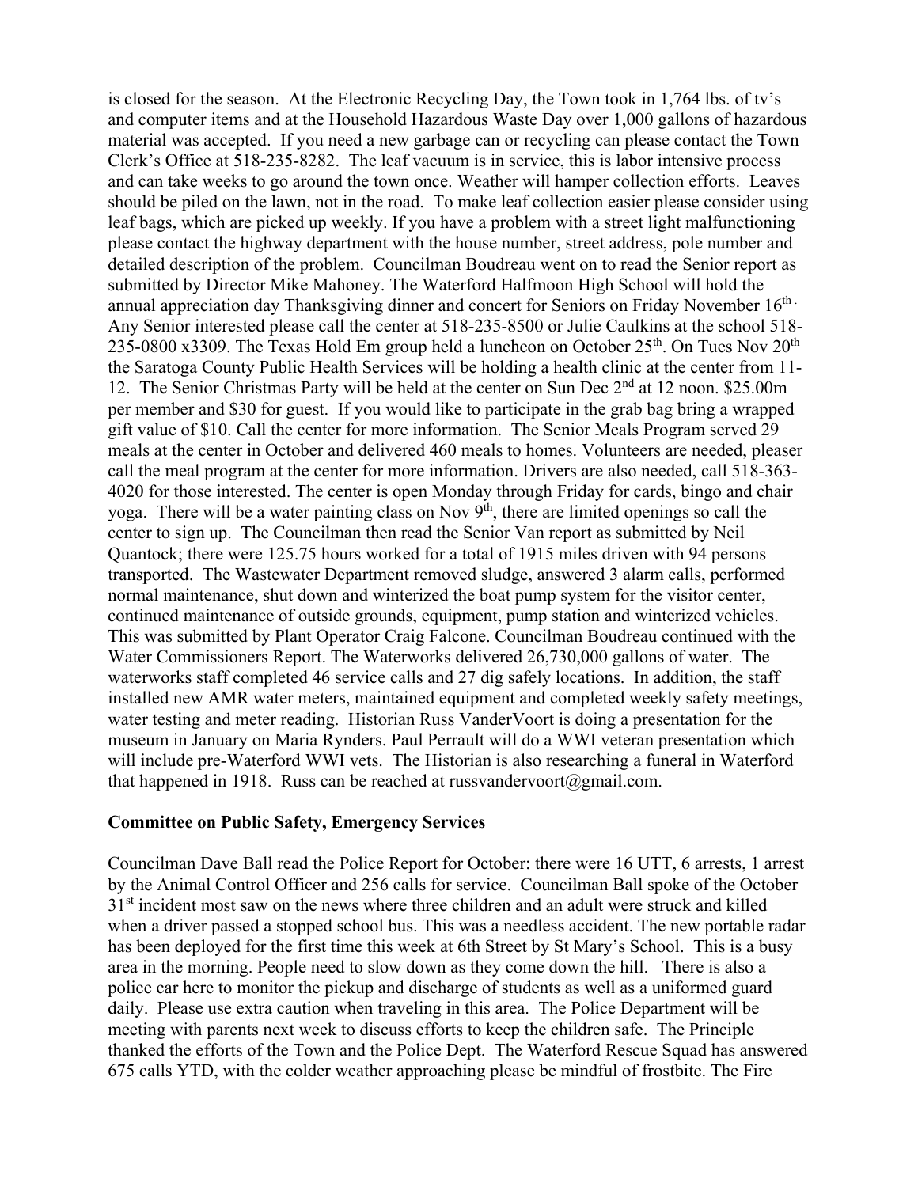is closed for the season. At the Electronic Recycling Day, the Town took in 1,764 lbs. of tv's and computer items and at the Household Hazardous Waste Day over 1,000 gallons of hazardous material was accepted. If you need a new garbage can or recycling can please contact the Town Clerk's Office at 518-235-8282. The leaf vacuum is in service, this is labor intensive process and can take weeks to go around the town once. Weather will hamper collection efforts. Leaves should be piled on the lawn, not in the road. To make leaf collection easier please consider using leaf bags, which are picked up weekly. If you have a problem with a street light malfunctioning please contact the highway department with the house number, street address, pole number and detailed description of the problem. Councilman Boudreau went on to read the Senior report as submitted by Director Mike Mahoney. The Waterford Halfmoon High School will hold the annual appreciation day Thanksgiving dinner and concert for Seniors on Friday November 16th. Any Senior interested please call the center at 518-235-8500 or Julie Caulkins at the school 518-235-0800 x3309. The Texas Hold Em group held a luncheon on October 25th. On Tues Nov 20th the Saratoga County Public Health Services will be holding a health clinic at the center from 11-12. The Senior Christmas Party will be held at the center on Sun Dec 2nd at 12 noon. $25.00m per member and $30 for guest. If you would like to participate in the grab bag bring a wrapped gift value of $10. Call the center for more information. The Senior Meals Program served 29 meals at the center in October and delivered 460 meals to homes. Volunteers are needed, pleaser call the meal program at the center for more information. Drivers are also needed, call 518-363-4020 for those interested. The center is open Monday through Friday for cards, bingo and chair yoga. There will be a water painting class on Nov 9th, there are limited openings so call the center to sign up. The Councilman then read the Senior Van report as submitted by Neil Quantock; there were 125.75 hours worked for a total of 1915 miles driven with 94 persons transported. The Wastewater Department removed sludge, answered 3 alarm calls, performed normal maintenance, shut down and winterized the boat pump system for the visitor center, continued maintenance of outside grounds, equipment, pump station and winterized vehicles. This was submitted by Plant Operator Craig Falcone. Councilman Boudreau continued with the Water Commissioners Report. The Waterworks delivered 26,730,000 gallons of water. The waterworks staff completed 46 service calls and 27 dig safely locations. In addition, the staff installed new AMR water meters, maintained equipment and completed weekly safety meetings, water testing and meter reading. Historian Russ VanderVoort is doing a presentation for the museum in January on Maria Rynders. Paul Perrault will do a WWI veteran presentation which will include pre-Waterford WWI vets. The Historian is also researching a funeral in Waterford that happened in 1918. Russ can be reached at russvandervoort@gmail.com.

**Committee on Public Safety, Emergency Services**

Councilman Dave Ball read the Police Report for October: there were 16 UTT, 6 arrests, 1 arrest by the Animal Control Officer and 256 calls for service. Councilman Ball spoke of the October 31st incident most saw on the news where three children and an adult were struck and killed when a driver passed a stopped school bus. This was a needless accident. The new portable radar has been deployed for the first time this week at 6th Street by St Mary's School. This is a busy area in the morning. People need to slow down as they come down the hill. There is also a police car here to monitor the pickup and discharge of students as well as a uniformed guard daily. Please use extra caution when traveling in this area. The Police Department will be meeting with parents next week to discuss efforts to keep the children safe. The Principle thanked the efforts of the Town and the Police Dept. The Waterford Rescue Squad has answered 675 calls YTD, with the colder weather approaching please be mindful of frostbite. The Fire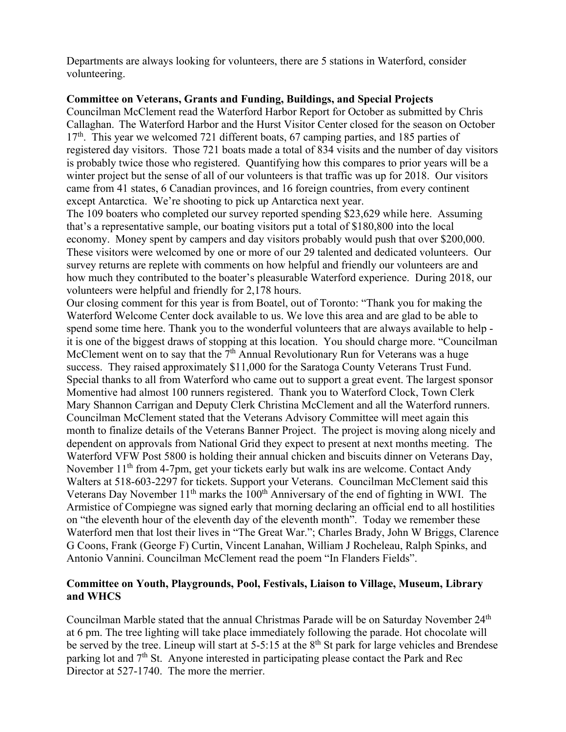Departments are always looking for volunteers, there are 5 stations in Waterford, consider volunteering.

**Committee on Veterans, Grants and Funding, Buildings, and Special Projects**

Councilman McClement read the Waterford Harbor Report for October as submitted by Chris Callaghan. The Waterford Harbor and the Hurst Visitor Center closed for the season on October 17th. This year we welcomed 721 different boats, 67 camping parties, and 185 parties of registered day visitors. Those 721 boats made a total of 834 visits and the number of day visitors is probably twice those who registered. Quantifying how this compares to prior years will be a winter project but the sense of all of our volunteers is that traffic was up for 2018. Our visitors came from 41 states, 6 Canadian provinces, and 16 foreign countries, from every continent except Antarctica. We're shooting to pick up Antarctica next year.

The 109 boaters who completed our survey reported spending $23,629 while here. Assuming that's a representative sample, our boating visitors put a total of $180,800 into the local economy. Money spent by campers and day visitors probably would push that over $200,000. These visitors were welcomed by one or more of our 29 talented and dedicated volunteers. Our survey returns are replete with comments on how helpful and friendly our volunteers are and how much they contributed to the boater's pleasurable Waterford experience. During 2018, our volunteers were helpful and friendly for 2,178 hours.

Our closing comment for this year is from Boatel, out of Toronto: "Thank you for making the Waterford Welcome Center dock available to us. We love this area and are glad to be able to spend some time here. Thank you to the wonderful volunteers that are always available to help - it is one of the biggest draws of stopping at this location. You should charge more. "Councilman McClement went on to say that the 7th Annual Revolutionary Run for Veterans was a huge success. They raised approximately $11,000 for the Saratoga County Veterans Trust Fund. Special thanks to all from Waterford who came out to support a great event. The largest sponsor Momentive had almost 100 runners registered. Thank you to Waterford Clock, Town Clerk Mary Shannon Carrigan and Deputy Clerk Christina McClement and all the Waterford runners. Councilman McClement stated that the Veterans Advisory Committee will meet again this month to finalize details of the Veterans Banner Project. The project is moving along nicely and dependent on approvals from National Grid they expect to present at next months meeting. The Waterford VFW Post 5800 is holding their annual chicken and biscuits dinner on Veterans Day, November 11th from 4-7pm, get your tickets early but walk ins are welcome. Contact Andy Walters at 518-603-2297 for tickets. Support your Veterans. Councilman McClement said this Veterans Day November 11th marks the 100th Anniversary of the end of fighting in WWI. The Armistice of Compiegne was signed early that morning declaring an official end to all hostilities on "the eleventh hour of the eleventh day of the eleventh month". Today we remember these Waterford men that lost their lives in "The Great War."; Charles Brady, John W Briggs, Clarence G Coons, Frank (George F) Curtin, Vincent Lanahan, William J Rocheleau, Ralph Spinks, and Antonio Vannini. Councilman McClement read the poem "In Flanders Fields".

**Committee on Youth, Playgrounds, Pool, Festivals, Liaison to Village, Museum, Library and WHCS**

Councilman Marble stated that the annual Christmas Parade will be on Saturday November 24th at 6 pm. The tree lighting will take place immediately following the parade. Hot chocolate will be served by the tree. Lineup will start at 5-5:15 at the 8th St park for large vehicles and Brendese parking lot and 7th St. Anyone interested in participating please contact the Park and Rec Director at 527-1740. The more the merrier.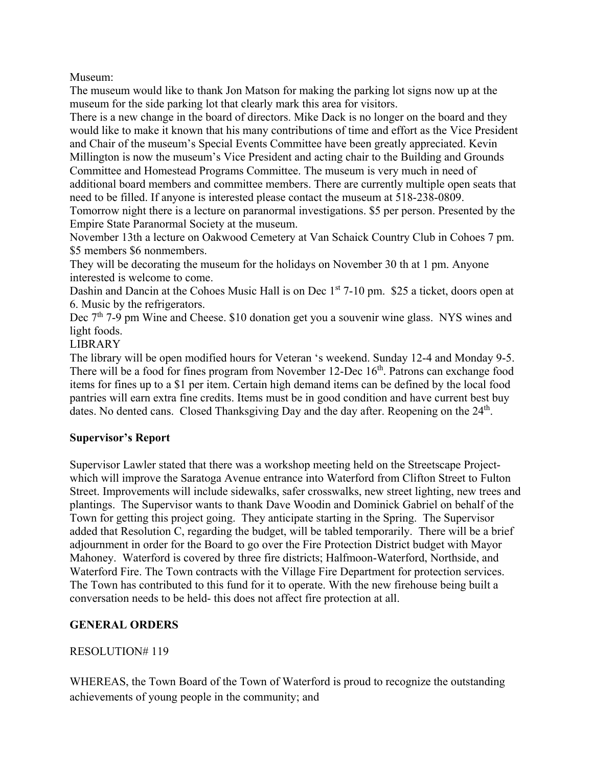Museum:

The museum would like to thank Jon Matson for making the parking lot signs now up at the museum for the side parking lot that clearly mark this area for visitors.

There is a new change in the board of directors. Mike Dack is no longer on the board and they would like to make it known that his many contributions of time and effort as the Vice President and Chair of the museum's Special Events Committee have been greatly appreciated. Kevin Millington is now the museum's Vice President and acting chair to the Building and Grounds Committee and Homestead Programs Committee. The museum is very much in need of additional board members and committee members. There are currently multiple open seats that need to be filled. If anyone is interested please contact the museum at 518-238-0809.

Tomorrow night there is a lecture on paranormal investigations. $5 per person. Presented by the Empire State Paranormal Society at the museum.

November 13th a lecture on Oakwood Cemetery at Van Schaick Country Club in Cohoes 7 pm. $5 members $6 nonmembers.

They will be decorating the museum for the holidays on November 30 th at 1 pm. Anyone interested is welcome to come.

Dashin and Dancin at the Cohoes Music Hall is on Dec 1st 7-10 pm. $25 a ticket, doors open at 6. Music by the refrigerators.

Dec 7th 7-9 pm Wine and Cheese. $10 donation get you a souvenir wine glass. NYS wines and light foods.

LIBRARY

The library will be open modified hours for Veteran 's weekend. Sunday 12-4 and Monday 9-5. There will be a food for fines program from November 12-Dec 16th. Patrons can exchange food items for fines up to a $1 per item. Certain high demand items can be defined by the local food pantries will earn extra fine credits. Items must be in good condition and have current best buy dates. No dented cans. Closed Thanksgiving Day and the day after. Reopening on the 24th.

**Supervisor's Report**

Supervisor Lawler stated that there was a workshop meeting held on the Streetscape Project- which will improve the Saratoga Avenue entrance into Waterford from Clifton Street to Fulton Street. Improvements will include sidewalks, safer crosswalks, new street lighting, new trees and plantings. The Supervisor wants to thank Dave Woodin and Dominick Gabriel on behalf of the Town for getting this project going. They anticipate starting in the Spring. The Supervisor added that Resolution C, regarding the budget, will be tabled temporarily. There will be a brief adjournment in order for the Board to go over the Fire Protection District budget with Mayor Mahoney. Waterford is covered by three fire districts; Halfmoon-Waterford, Northside, and Waterford Fire. The Town contracts with the Village Fire Department for protection services. The Town has contributed to this fund for it to operate. With the new firehouse being built a conversation needs to be held- this does not affect fire protection at all.

**GENERAL ORDERS**

RESOLUTION# 119

WHEREAS, the Town Board of the Town of Waterford is proud to recognize the outstanding achievements of young people in the community; and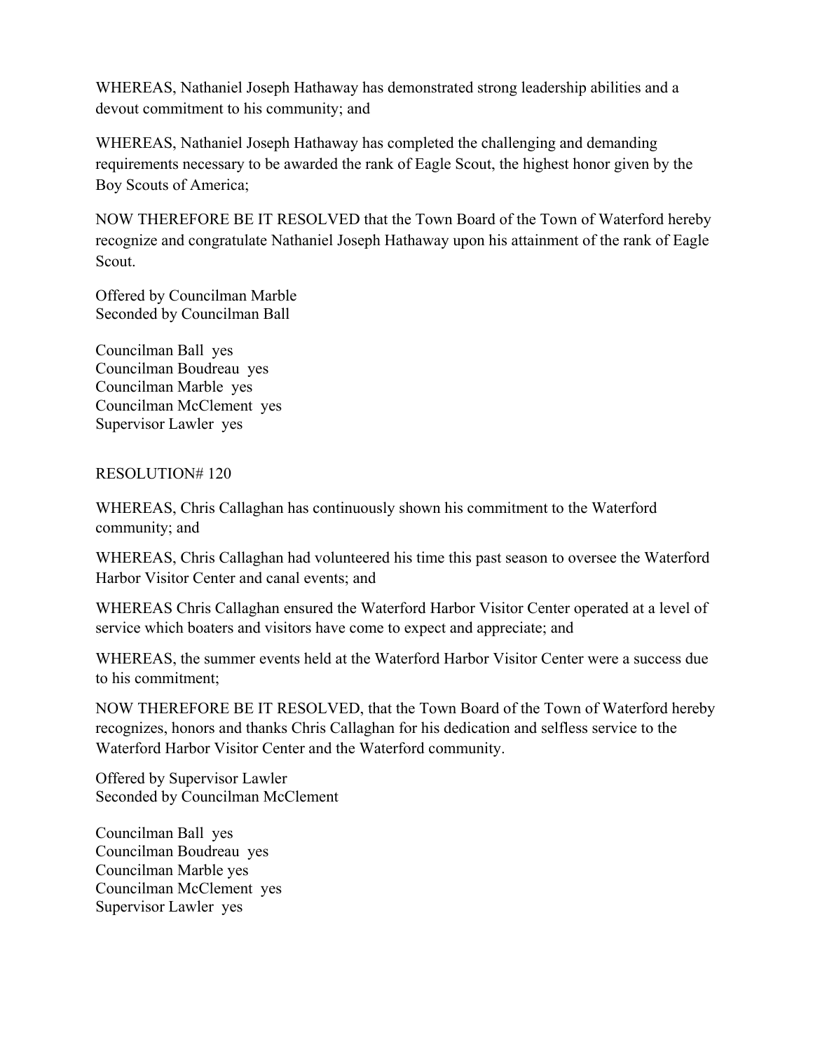WHEREAS, Nathaniel Joseph Hathaway has demonstrated strong leadership abilities and a devout commitment to his community; and

WHEREAS, Nathaniel Joseph Hathaway has completed the challenging and demanding requirements necessary to be awarded the rank of Eagle Scout, the highest honor given by the Boy Scouts of America;

NOW THEREFORE BE IT RESOLVED that the Town Board of the Town of Waterford hereby recognize and congratulate Nathaniel Joseph Hathaway upon his attainment of the rank of Eagle Scout.

Offered by Councilman Marble
Seconded by Councilman Ball

Councilman Ball yes
Councilman Boudreau yes
Councilman Marble yes
Councilman McClement yes
Supervisor Lawler yes

RESOLUTION# 120

WHEREAS, Chris Callaghan has continuously shown his commitment to the Waterford community; and

WHEREAS, Chris Callaghan had volunteered his time this past season to oversee the Waterford Harbor Visitor Center and canal events; and

WHEREAS Chris Callaghan ensured the Waterford Harbor Visitor Center operated at a level of service which boaters and visitors have come to expect and appreciate; and

WHEREAS, the summer events held at the Waterford Harbor Visitor Center were a success due to his commitment;

NOW THEREFORE BE IT RESOLVED, that the Town Board of the Town of Waterford hereby recognizes, honors and thanks Chris Callaghan for his dedication and selfless service to the Waterford Harbor Visitor Center and the Waterford community.

Offered by Supervisor Lawler
Seconded by Councilman McClement

Councilman Ball yes
Councilman Boudreau yes
Councilman Marble yes
Councilman McClement yes
Supervisor Lawler yes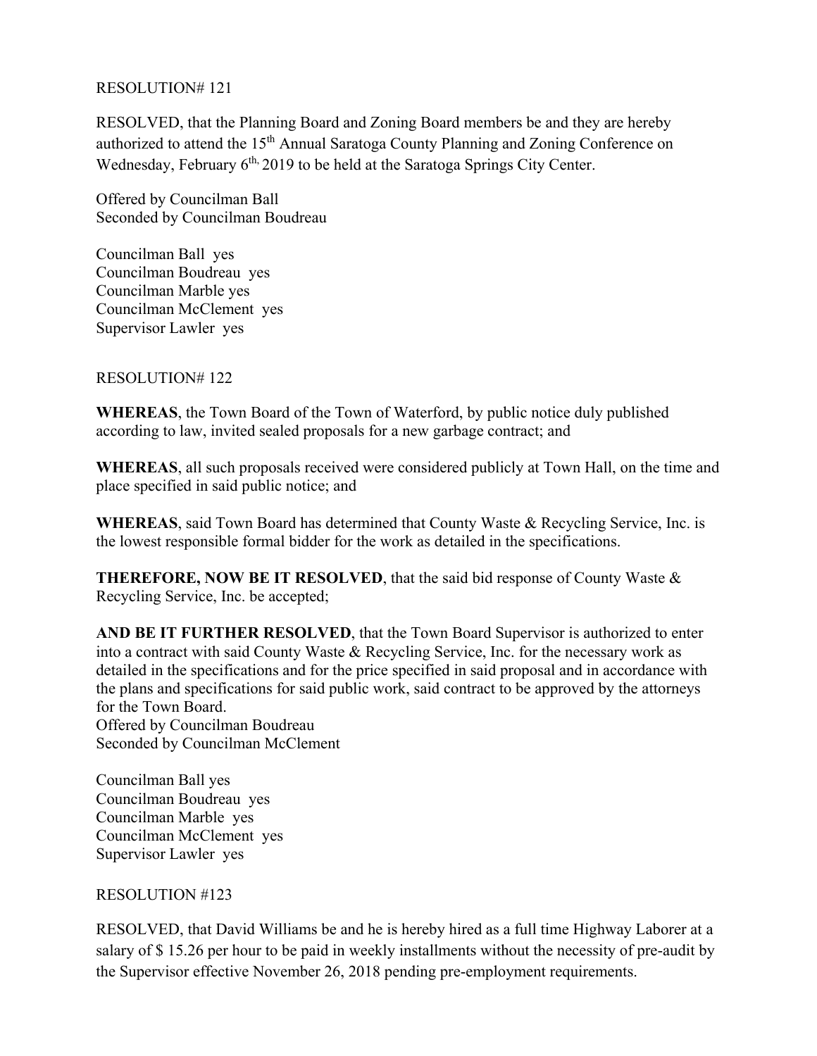RESOLUTION# 121

RESOLVED, that the Planning Board and Zoning Board members be and they are hereby authorized to attend the 15th Annual Saratoga County Planning and Zoning Conference on Wednesday, February 6th, 2019 to be held at the Saratoga Springs City Center.

Offered by Councilman Ball
Seconded by Councilman Boudreau

Councilman Ball yes
Councilman Boudreau yes
Councilman Marble yes
Councilman McClement yes
Supervisor Lawler yes

RESOLUTION# 122

**WHEREAS**, the Town Board of the Town of Waterford, by public notice duly published according to law, invited sealed proposals for a new garbage contract; and

**WHEREAS**, all such proposals received were considered publicly at Town Hall, on the time and place specified in said public notice; and

**WHEREAS**, said Town Board has determined that County Waste & Recycling Service, Inc. is the lowest responsible formal bidder for the work as detailed in the specifications.

**THEREFORE, NOW BE IT RESOLVED**, that the said bid response of County Waste & Recycling Service, Inc. be accepted;

**AND BE IT FURTHER RESOLVED**, that the Town Board Supervisor is authorized to enter into a contract with said County Waste & Recycling Service, Inc. for the necessary work as detailed in the specifications and for the price specified in said proposal and in accordance with the plans and specifications for said public work, said contract to be approved by the attorneys for the Town Board.
Offered by Councilman Boudreau
Seconded by Councilman McClement

Councilman Ball yes
Councilman Boudreau yes
Councilman Marble yes
Councilman McClement yes
Supervisor Lawler yes

RESOLUTION #123

RESOLVED, that David Williams be and he is hereby hired as a full time Highway Laborer at a salary of $ 15.26 per hour to be paid in weekly installments without the necessity of pre-audit by the Supervisor effective November 26, 2018 pending pre-employment requirements.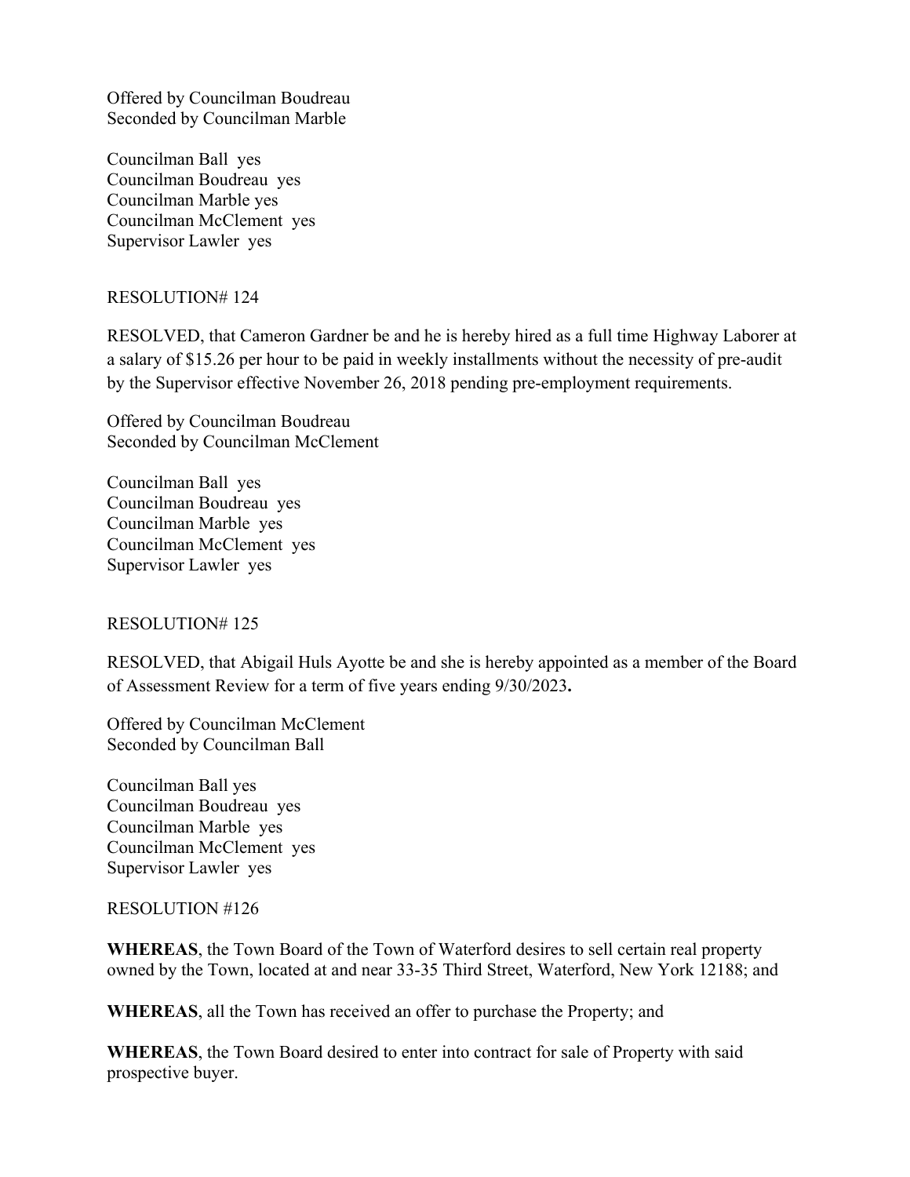Offered by Councilman Boudreau
Seconded by Councilman Marble

Councilman Ball yes
Councilman Boudreau yes
Councilman Marble yes
Councilman McClement yes
Supervisor Lawler yes

RESOLUTION# 124

RESOLVED, that Cameron Gardner be and he is hereby hired as a full time Highway Laborer at a salary of $15.26 per hour to be paid in weekly installments without the necessity of pre-audit by the Supervisor effective November 26, 2018 pending pre-employment requirements.

Offered by Councilman Boudreau
Seconded by Councilman McClement

Councilman Ball yes
Councilman Boudreau yes
Councilman Marble yes
Councilman McClement yes
Supervisor Lawler yes

RESOLUTION# 125

RESOLVED, that Abigail Huls Ayotte be and she is hereby appointed as a member of the Board of Assessment Review for a term of five years ending 9/30/2023**.**

Offered by Councilman McClement
Seconded by Councilman Ball

Councilman Ball yes
Councilman Boudreau yes
Councilman Marble yes
Councilman McClement yes
Supervisor Lawler yes

RESOLUTION #126

**WHEREAS**, the Town Board of the Town of Waterford desires to sell certain real property owned by the Town, located at and near 33-35 Third Street, Waterford, New York 12188; and

**WHEREAS**, all the Town has received an offer to purchase the Property; and

**WHEREAS**, the Town Board desired to enter into contract for sale of Property with said prospective buyer.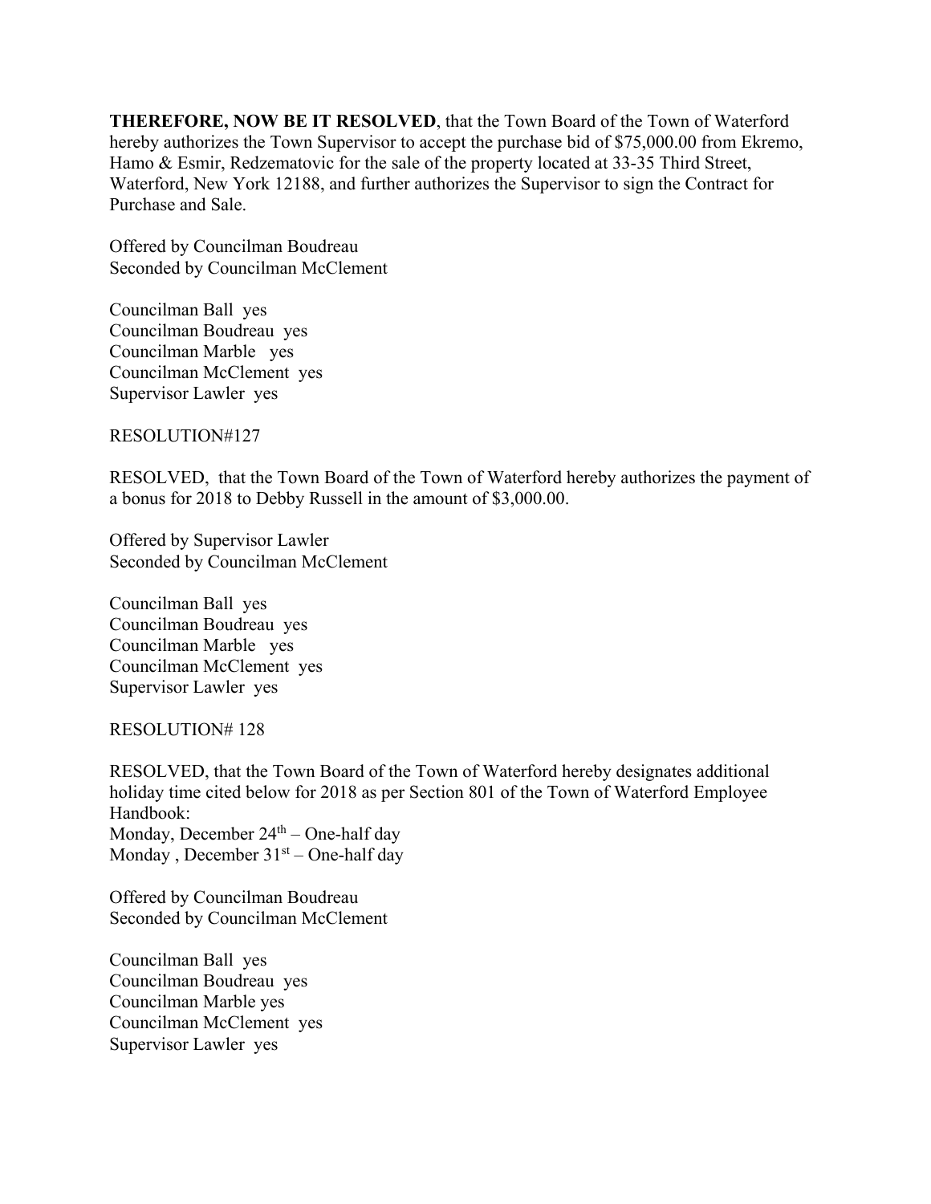**THEREFORE, NOW BE IT RESOLVED**, that the Town Board of the Town of Waterford hereby authorizes the Town Supervisor to accept the purchase bid of $75,000.00 from Ekremo, Hamo & Esmir, Redzematovic for the sale of the property located at 33-35 Third Street, Waterford, New York 12188, and further authorizes the Supervisor to sign the Contract for Purchase and Sale.

Offered by Councilman Boudreau
Seconded by Councilman McClement

Councilman Ball yes
Councilman Boudreau yes
Councilman Marble yes
Councilman McClement yes
Supervisor Lawler yes

RESOLUTION#127

RESOLVED, that the Town Board of the Town of Waterford hereby authorizes the payment of a bonus for 2018 to Debby Russell in the amount of $3,000.00.

Offered by Supervisor Lawler
Seconded by Councilman McClement

Councilman Ball yes
Councilman Boudreau yes
Councilman Marble yes
Councilman McClement yes
Supervisor Lawler yes

RESOLUTION# 128

RESOLVED, that the Town Board of the Town of Waterford hereby designates additional holiday time cited below for 2018 as per Section 801 of the Town of Waterford Employee Handbook:
Monday, December 24th – One-half day
Monday , December 31st – One-half day

Offered by Councilman Boudreau
Seconded by Councilman McClement

Councilman Ball yes
Councilman Boudreau yes
Councilman Marble yes
Councilman McClement yes
Supervisor Lawler yes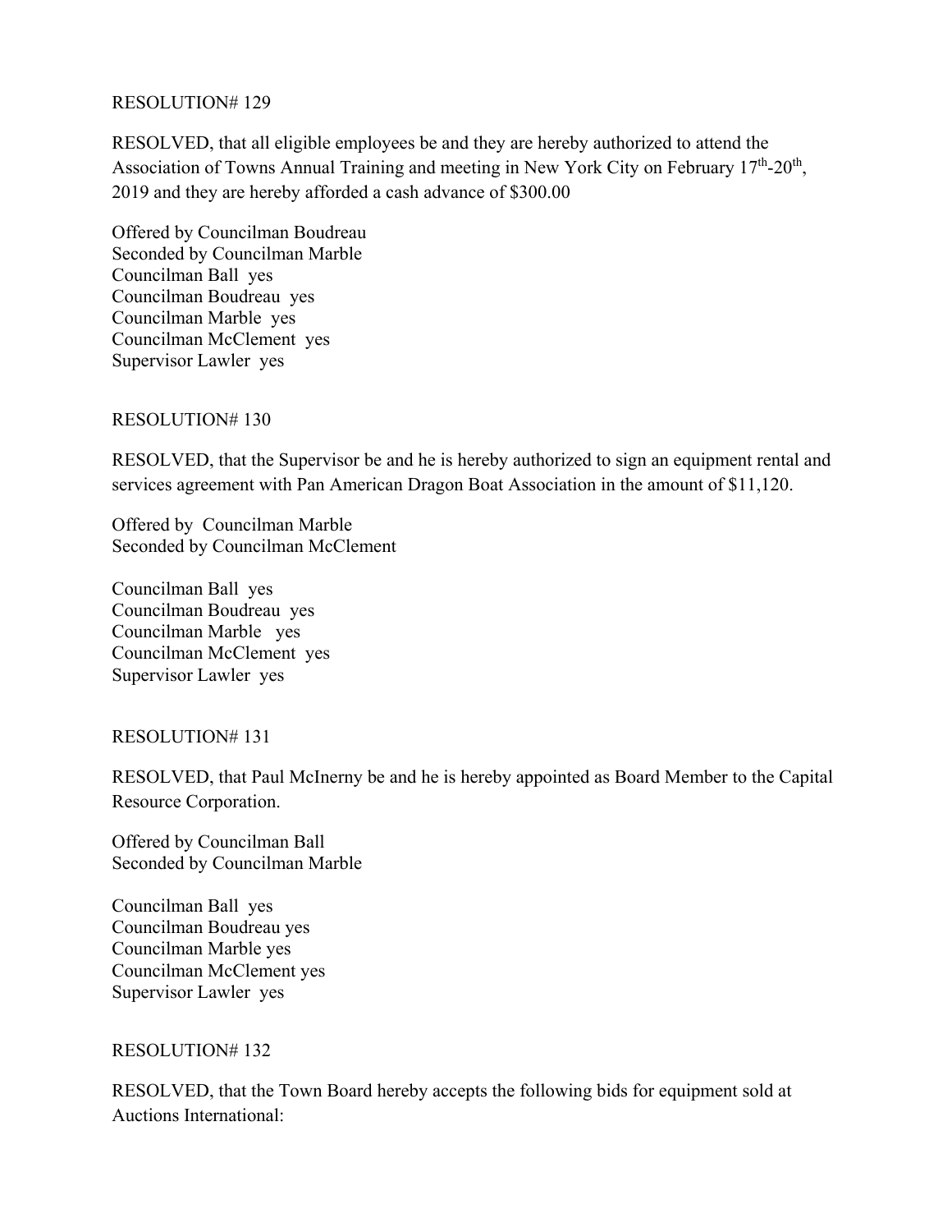RESOLUTION# 129

RESOLVED, that all eligible employees be and they are hereby authorized to attend the Association of Towns Annual Training and meeting in New York City on February 17th-20th, 2019 and they are hereby afforded a cash advance of $300.00

Offered by Councilman Boudreau
Seconded by Councilman Marble
Councilman Ball yes
Councilman Boudreau yes
Councilman Marble yes
Councilman McClement yes
Supervisor Lawler yes

RESOLUTION# 130

RESOLVED, that the Supervisor be and he is hereby authorized to sign an equipment rental and services agreement with Pan American Dragon Boat Association in the amount of $11,120.

Offered by Councilman Marble
Seconded by Councilman McClement

Councilman Ball yes
Councilman Boudreau yes
Councilman Marble yes
Councilman McClement yes
Supervisor Lawler yes

RESOLUTION# 131

RESOLVED, that Paul McInerny be and he is hereby appointed as Board Member to the Capital Resource Corporation.

Offered by Councilman Ball
Seconded by Councilman Marble

Councilman Ball yes
Councilman Boudreau yes
Councilman Marble yes
Councilman McClement yes
Supervisor Lawler yes

RESOLUTION# 132

RESOLVED, that the Town Board hereby accepts the following bids for equipment sold at Auctions International: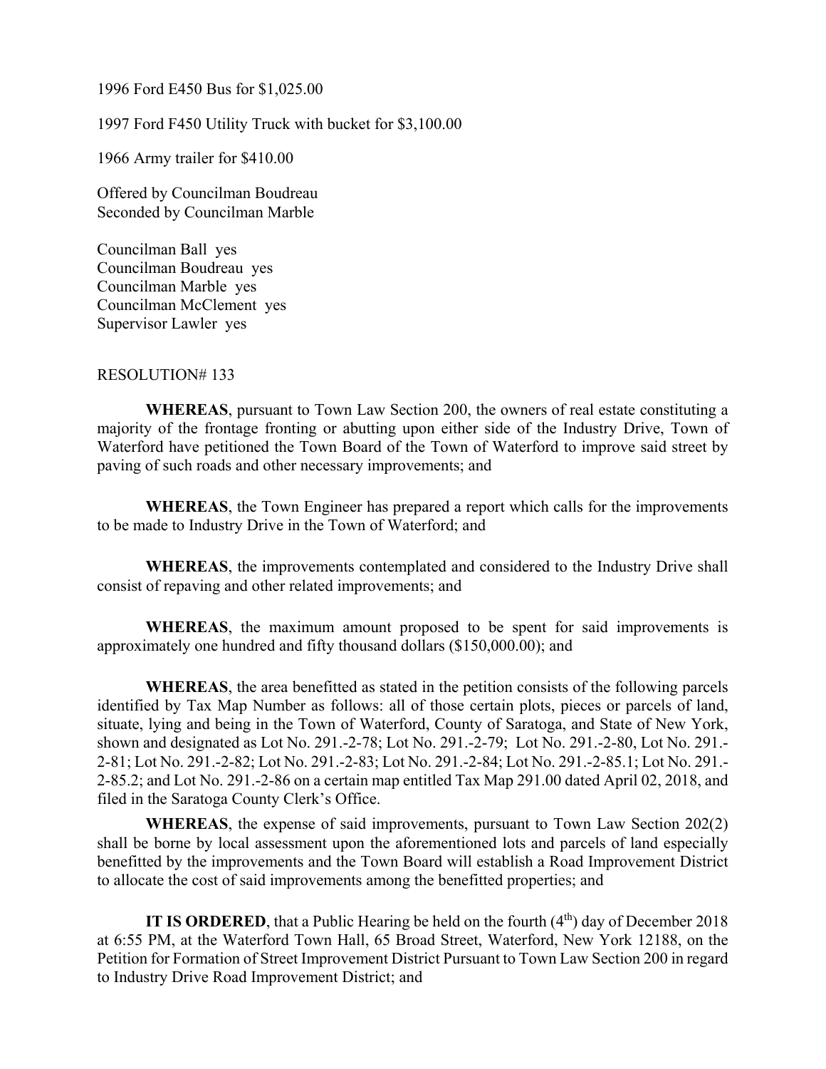1996 Ford E450 Bus for $1,025.00

1997 Ford F450 Utility Truck with bucket for $3,100.00

1966 Army trailer for $410.00

Offered by Councilman Boudreau
Seconded by Councilman Marble

Councilman Ball yes
Councilman Boudreau yes
Councilman Marble yes
Councilman McClement yes
Supervisor Lawler yes

RESOLUTION# 133

**WHEREAS**, pursuant to Town Law Section 200, the owners of real estate constituting a majority of the frontage fronting or abutting upon either side of the Industry Drive, Town of Waterford have petitioned the Town Board of the Town of Waterford to improve said street by paving of such roads and other necessary improvements; and

**WHEREAS**, the Town Engineer has prepared a report which calls for the improvements to be made to Industry Drive in the Town of Waterford; and

**WHEREAS**, the improvements contemplated and considered to the Industry Drive shall consist of repaving and other related improvements; and

**WHEREAS**, the maximum amount proposed to be spent for said improvements is approximately one hundred and fifty thousand dollars ($150,000.00); and

**WHEREAS**, the area benefitted as stated in the petition consists of the following parcels identified by Tax Map Number as follows: all of those certain plots, pieces or parcels of land, situate, lying and being in the Town of Waterford, County of Saratoga, and State of New York, shown and designated as Lot No. 291.-2-78; Lot No. 291.-2-79; Lot No. 291.-2-80, Lot No. 291.-2-81; Lot No. 291.-2-82; Lot No. 291.-2-83; Lot No. 291.-2-84; Lot No. 291.-2-85.1; Lot No. 291.-2-85.2; and Lot No. 291.-2-86 on a certain map entitled Tax Map 291.00 dated April 02, 2018, and filed in the Saratoga County Clerk's Office.

**WHEREAS**, the expense of said improvements, pursuant to Town Law Section 202(2) shall be borne by local assessment upon the aforementioned lots and parcels of land especially benefitted by the improvements and the Town Board will establish a Road Improvement District to allocate the cost of said improvements among the benefitted properties; and

**IT IS ORDERED**, that a Public Hearing be held on the fourth (4th) day of December 2018 at 6:55 PM, at the Waterford Town Hall, 65 Broad Street, Waterford, New York 12188, on the Petition for Formation of Street Improvement District Pursuant to Town Law Section 200 in regard to Industry Drive Road Improvement District; and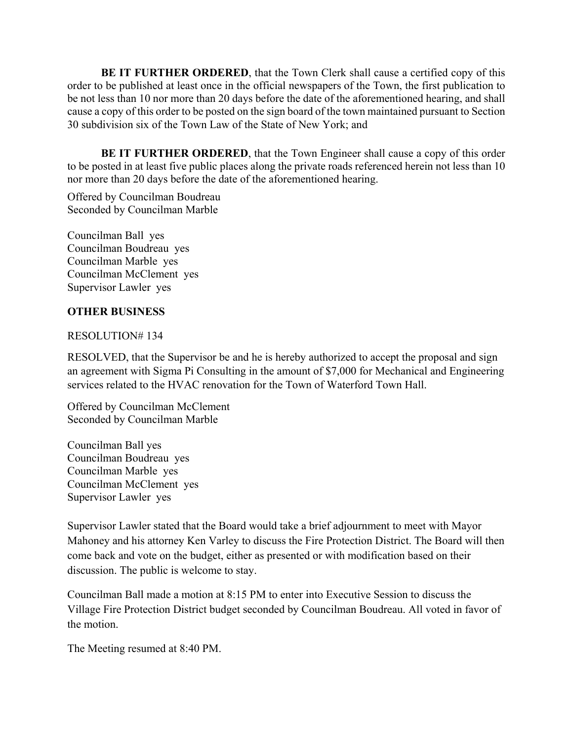**BE IT FURTHER ORDERED**, that the Town Clerk shall cause a certified copy of this order to be published at least once in the official newspapers of the Town, the first publication to be not less than 10 nor more than 20 days before the date of the aforementioned hearing, and shall cause a copy of this order to be posted on the sign board of the town maintained pursuant to Section 30 subdivision six of the Town Law of the State of New York; and

**BE IT FURTHER ORDERED**, that the Town Engineer shall cause a copy of this order to be posted in at least five public places along the private roads referenced herein not less than 10 nor more than 20 days before the date of the aforementioned hearing.

Offered by Councilman Boudreau
Seconded by Councilman Marble

Councilman Ball yes
Councilman Boudreau yes
Councilman Marble yes
Councilman McClement yes
Supervisor Lawler yes

**OTHER BUSINESS**

RESOLUTION# 134

RESOLVED, that the Supervisor be and he is hereby authorized to accept the proposal and sign an agreement with Sigma Pi Consulting in the amount of $7,000 for Mechanical and Engineering services related to the HVAC renovation for the Town of Waterford Town Hall.

Offered by Councilman McClement
Seconded by Councilman Marble

Councilman Ball yes
Councilman Boudreau yes
Councilman Marble yes
Councilman McClement yes
Supervisor Lawler yes

Supervisor Lawler stated that the Board would take a brief adjournment to meet with Mayor Mahoney and his attorney Ken Varley to discuss the Fire Protection District. The Board will then come back and vote on the budget, either as presented or with modification based on their discussion. The public is welcome to stay.

Councilman Ball made a motion at 8:15 PM to enter into Executive Session to discuss the Village Fire Protection District budget seconded by Councilman Boudreau. All voted in favor of the motion.

The Meeting resumed at 8:40 PM.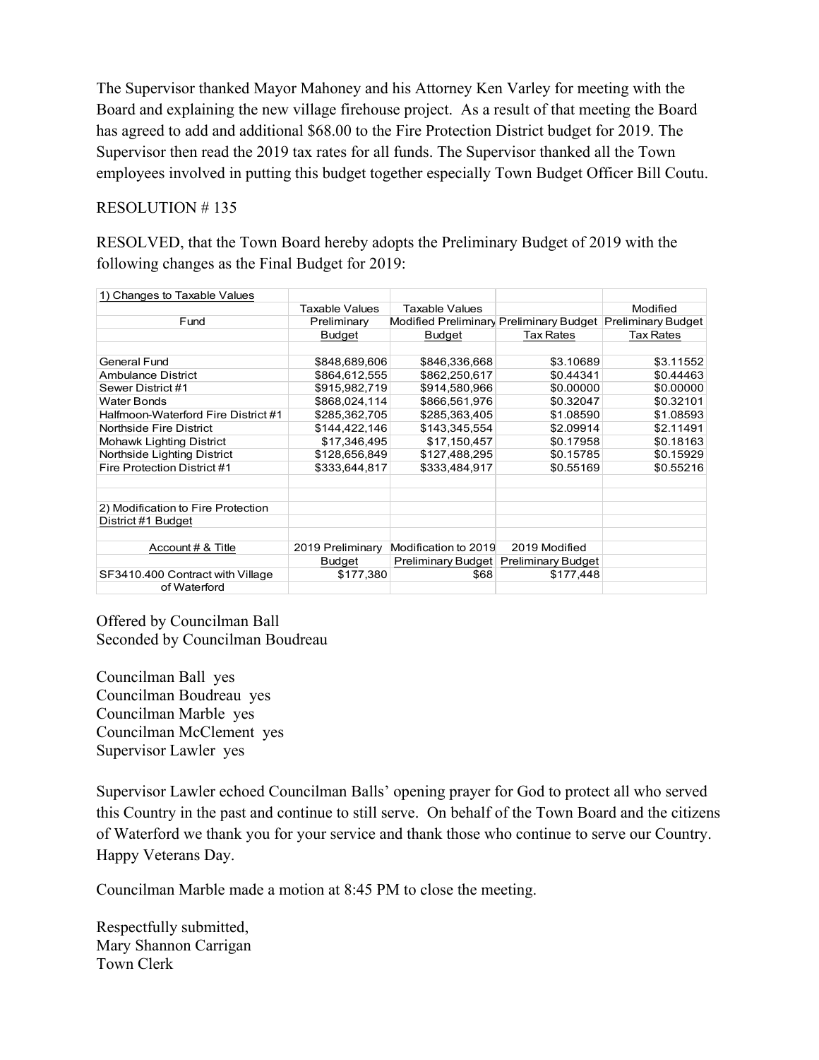The Supervisor thanked Mayor Mahoney and his Attorney Ken Varley for meeting with the Board and explaining the new village firehouse project. As a result of that meeting the Board has agreed to add and additional $68.00 to the Fire Protection District budget for 2019. The Supervisor then read the 2019 tax rates for all funds. The Supervisor thanked all the Town employees involved in putting this budget together especially Town Budget Officer Bill Coutu.

RESOLUTION # 135

RESOLVED, that the Town Board hereby adopts the Preliminary Budget of 2019 with the following changes as the Final Budget for 2019:

| 1) Changes to Taxable Values | | | | |
|---|---|---|---|---|
| Fund | Taxable Values Preliminary Budget | Taxable Values Modified Preliminary Budget | Preliminary Budget Tax Rates | Modified Preliminary Budget Tax Rates |
| General Fund | $848,689,606 | $846,336,668 | $3.10689 | $3.11552 |
| Ambulance District | $864,612,555 | $862,250,617 | $0.44341 | $0.44463 |
| Sewer District #1 | $915,982,719 | $914,580,966 | $0.00000 | $0.00000 |
| Water Bonds | $868,024,114 | $866,561,976 | $0.32047 | $0.32101 |
| Halfmoon-Waterford Fire District #1 | $285,362,705 | $285,363,405 | $1.08590 | $1.08593 |
| Northside Fire District | $144,422,146 | $143,345,554 | $2.09914 | $2.11491 |
| Mohawk Lighting District | $17,346,495 | $17,150,457 | $0.17958 | $0.18163 |
| Northside Lighting District | $128,656,849 | $127,488,295 | $0.15785 | $0.15929 |
| Fire Protection District #1 | $333,644,817 | $333,484,917 | $0.55169 | $0.55216 |

| 2) Modification to Fire Protection District #1 Budget | | | |
|---|---|---|---|
| Account # & Title | 2019 Preliminary Budget | Modification to 2019 Preliminary Budget | 2019 Modified Preliminary Budget |
| SF3410.400 Contract with Village of Waterford | $177,380 | $68 | $177,448 |

Offered by Councilman Ball
Seconded by Councilman Boudreau

Councilman Ball yes
Councilman Boudreau yes
Councilman Marble yes
Councilman McClement yes
Supervisor Lawler yes

Supervisor Lawler echoed Councilman Balls' opening prayer for God to protect all who served this Country in the past and continue to still serve. On behalf of the Town Board and the citizens of Waterford we thank you for your service and thank those who continue to serve our Country. Happy Veterans Day.

Councilman Marble made a motion at 8:45 PM to close the meeting.

Respectfully submitted,
Mary Shannon Carrigan
Town Clerk